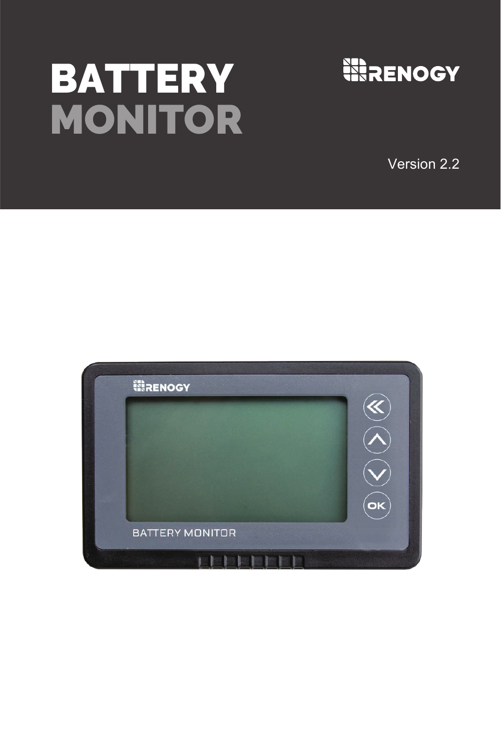# BATTERY MONITOR

RENOGY

Version 2.2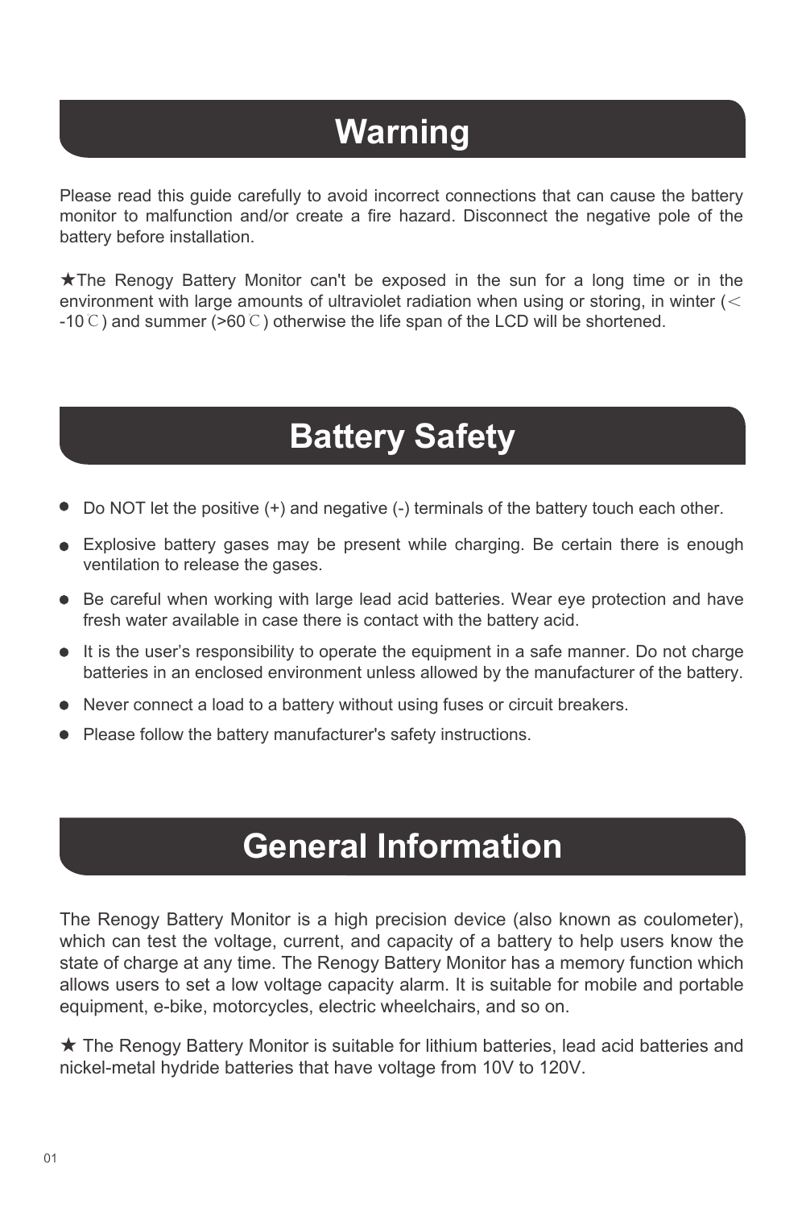# Warning

Please read this guide carefully to avoid incorrect connections that can cause the battery monitor to malfunction and/or create a fire hazard. Disconnect the negative pole of the battery before installation.

★The Renogy Battery Monitor can't be exposed in the sun for a long time or in the environment with large amounts of ultraviolet radiation when using or storing, in winter (< -10℃) and summer (>60℃) otherwise the life span of the LCD will be shortened.

# Battery Safety

- Do NOT let the positive (+) and negative (-) terminals of the battery touch each other.
- Explosive battery gases may be present while charging. Be certain there is enough ventilation to release the gases.
- Be careful when working with large lead acid batteries. Wear eye protection and have fresh water available in case there is contact with the battery acid.
- It is the user's responsibility to operate the equipment in a safe manner. Do not charge batteries in an enclosed environment unless allowed by the manufacturer of the battery.
- Never connect a load to a battery without using fuses or circuit breakers.
- Please follow the battery manufacturer's safety instructions.

# General Information

The Renogy Battery Monitor is a high precision device (also known as coulometer), which can test the voltage, current, and capacity of a battery to help users know the state of charge at any time. The Renogy Battery Monitor has a memory function which allows users to set a low voltage capacity alarm. It is suitable for mobile and portable equipment, e-bike, motorcycles, electric wheelchairs, and so on.

★ The Renogy Battery Monitor is suitable for lithium batteries, lead acid batteries and nickel-metal hydride batteries that have voltage from 10V to 120V.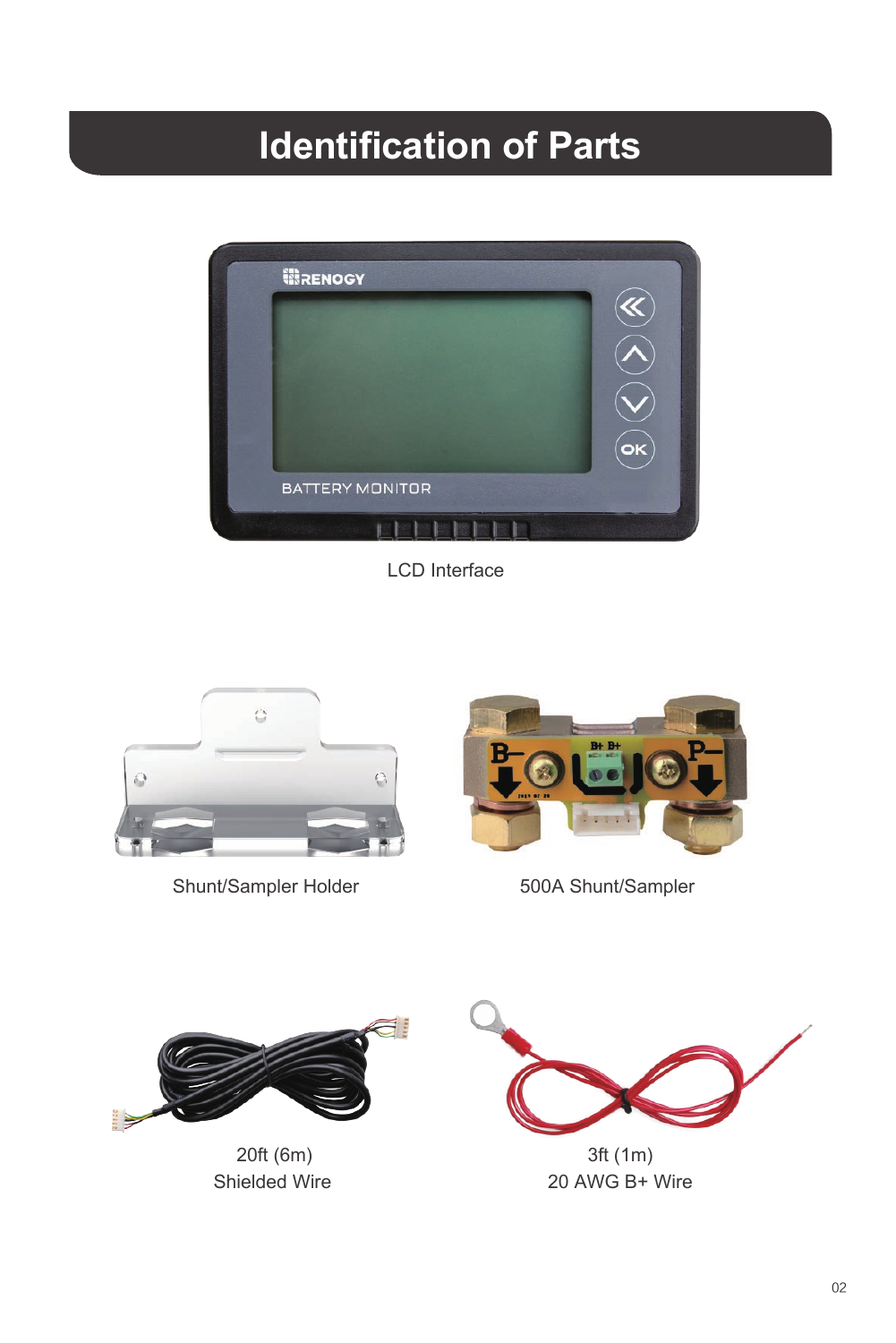# Identification of Parts

LCD Interface

Shunt/Sampler Holder

500A Shunt/Sampler

20ft (6m)
Shielded Wire

3ft (1m)
20 AWG B+ Wire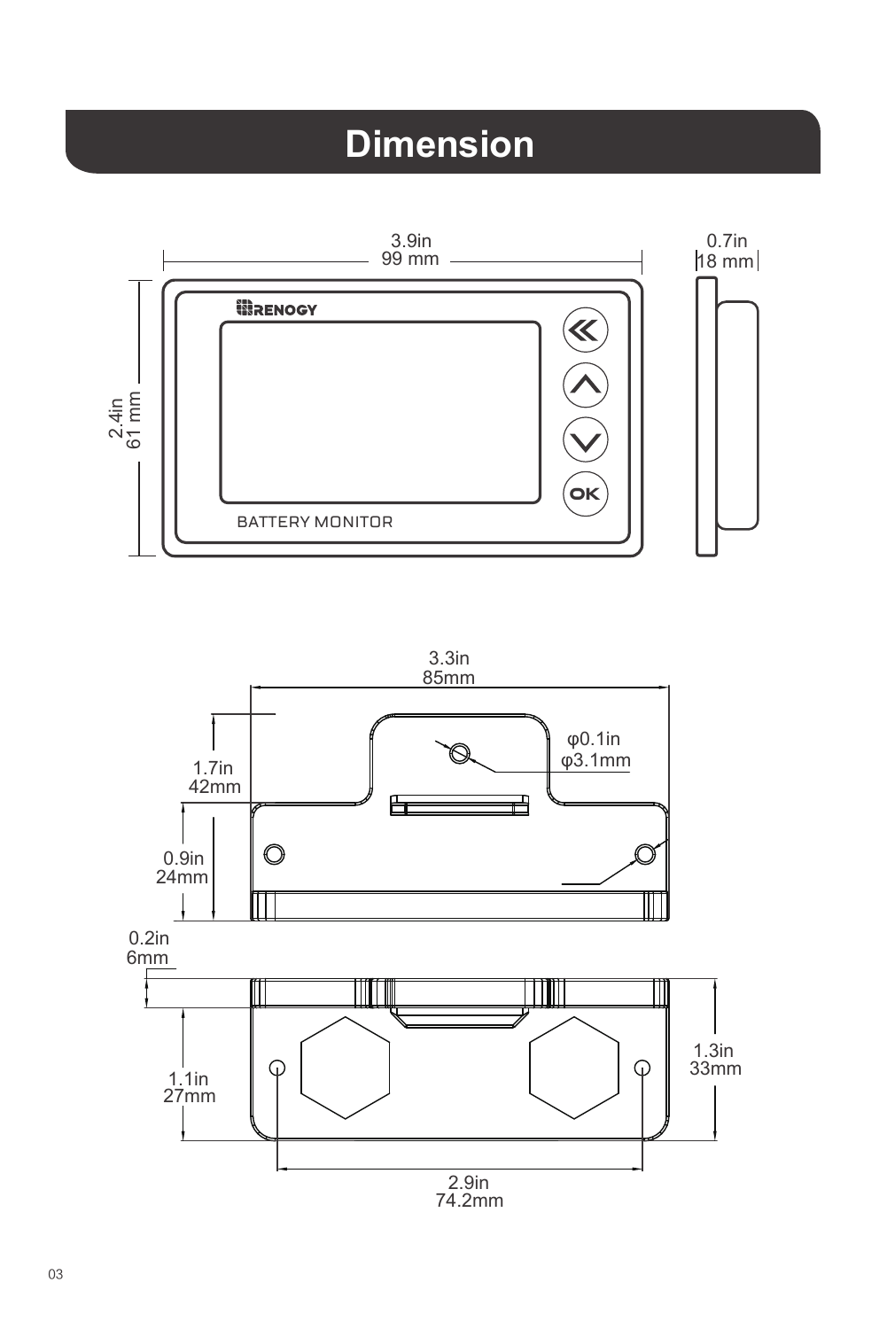# Dimension

3.9in
99 mm

0.7in
18 mm

2.4in
61 mm

RENOGY

BATTERY MONITOR

3.3in
85mm

φ0.1in
φ3.1mm

1.7in
42mm

0.9in
24mm

0.2in
6mm

1.3in
33mm

1.1in
27mm

2.9in
74.2mm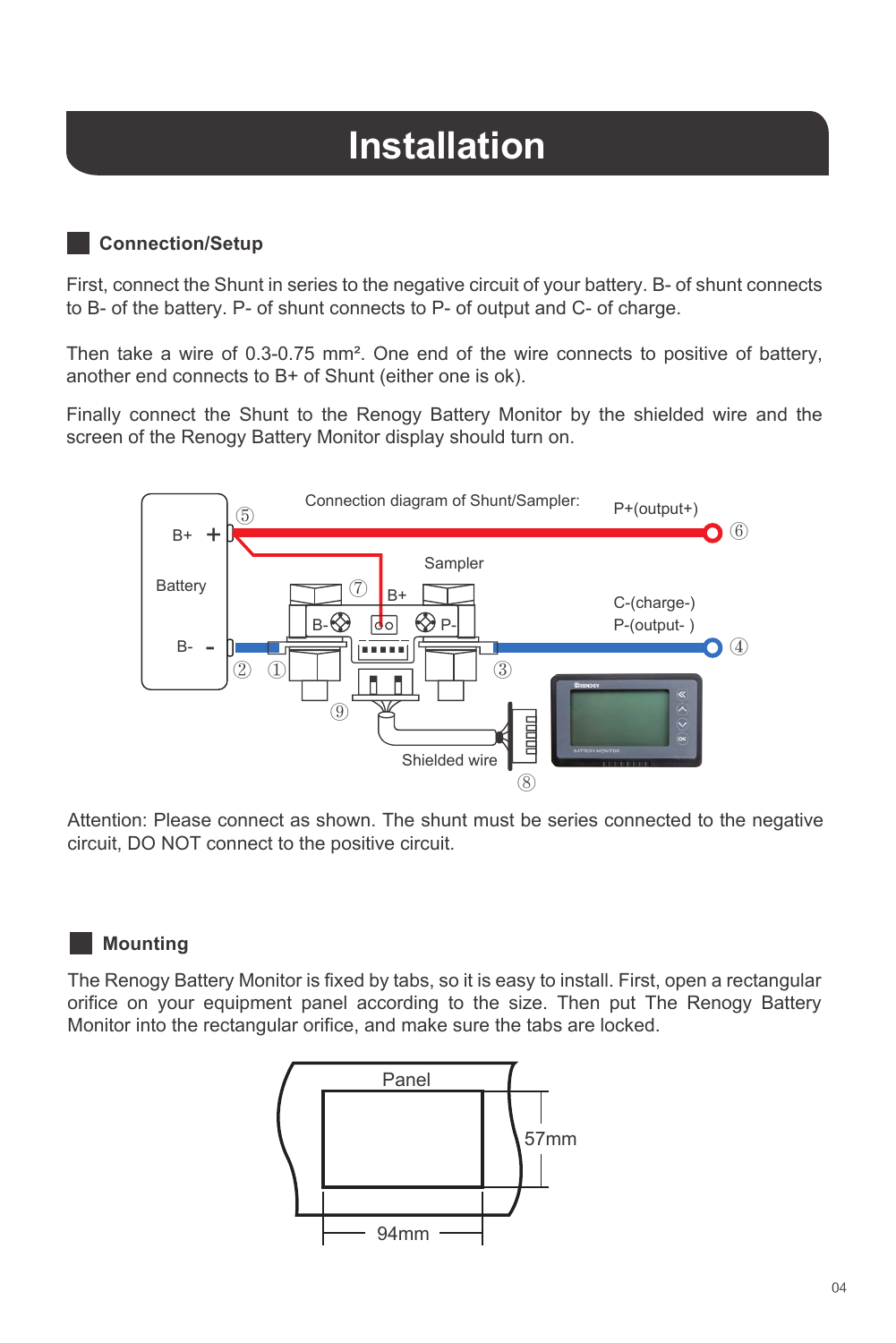# Installation

## Connection/Setup

First, connect the Shunt in series to the negative circuit of your battery. B- of shunt connects to B- of the battery. P- of shunt connects to P- of output and C- of charge.

Then take a wire of 0.3-0.75 mm². One end of the wire connects to positive of battery, another end connects to B+ of Shunt (either one is ok).

Finally connect the Shunt to the Renogy Battery Monitor by the shielded wire and the screen of the Renogy Battery Monitor display should turn on.

Connection diagram of Shunt/Sampler:

Attention: Please connect as shown. The shunt must be series connected to the negative circuit, DO NOT connect to the positive circuit.

## Mounting

The Renogy Battery Monitor is fixed by tabs, so it is easy to install. First, open a rectangular orifice on your equipment panel according to the size. Then put The Renogy Battery Monitor into the rectangular orifice, and make sure the tabs are locked.

Panel

57mm

94mm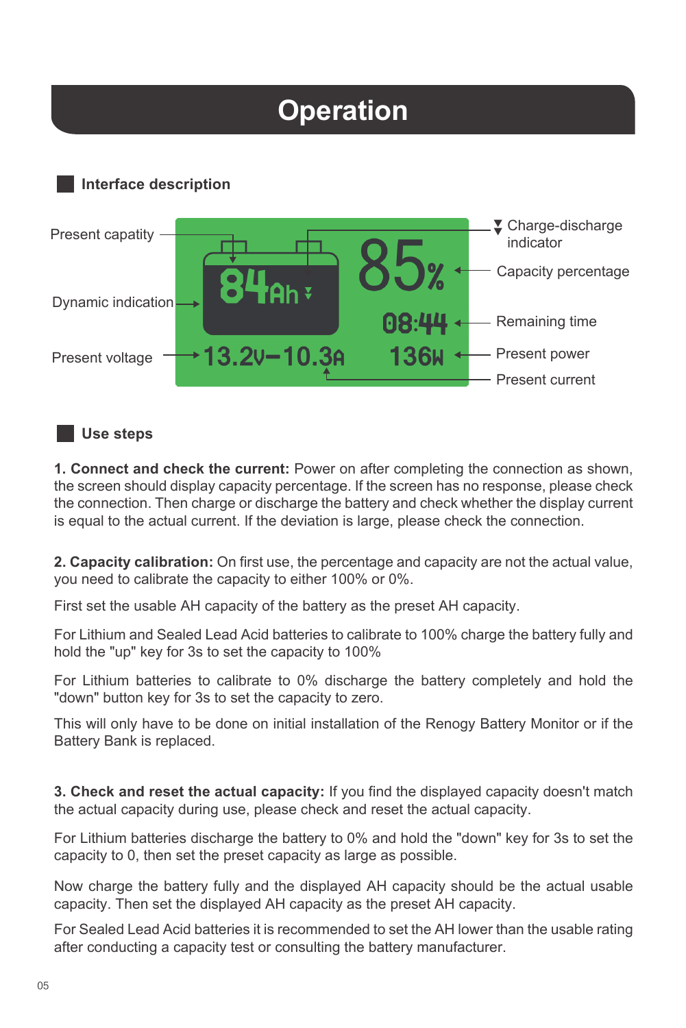# Operation

## Interface description

Present capatity

Dynamic indication

Present voltage

84Ah

85%

08:44

13.2V–10.3A

136W

Charge-discharge indicator

Capacity percentage

Remaining time

Present power

Present current

## Use steps

**1. Connect and check the current:** Power on after completing the connection as shown, the screen should display capacity percentage. If the screen has no response, please check the connection. Then charge or discharge the battery and check whether the display current is equal to the actual current. If the deviation is large, please check the connection.

**2. Capacity calibration:** On first use, the percentage and capacity are not the actual value, you need to calibrate the capacity to either 100% or 0%.

First set the usable AH capacity of the battery as the preset AH capacity.

For Lithium and Sealed Lead Acid batteries to calibrate to 100% charge the battery fully and hold the "up" key for 3s to set the capacity to 100%

For Lithium batteries to calibrate to 0% discharge the battery completely and hold the "down" button key for 3s to set the capacity to zero.

This will only have to be done on initial installation of the Renogy Battery Monitor or if the Battery Bank is replaced.

**3. Check and reset the actual capacity:** If you find the displayed capacity doesn't match the actual capacity during use, please check and reset the actual capacity.

For Lithium batteries discharge the battery to 0% and hold the "down" key for 3s to set the capacity to 0, then set the preset capacity as large as possible.

Now charge the battery fully and the displayed AH capacity should be the actual usable capacity. Then set the displayed AH capacity as the preset AH capacity.

For Sealed Lead Acid batteries it is recommended to set the AH lower than the usable rating after conducting a capacity test or consulting the battery manufacturer.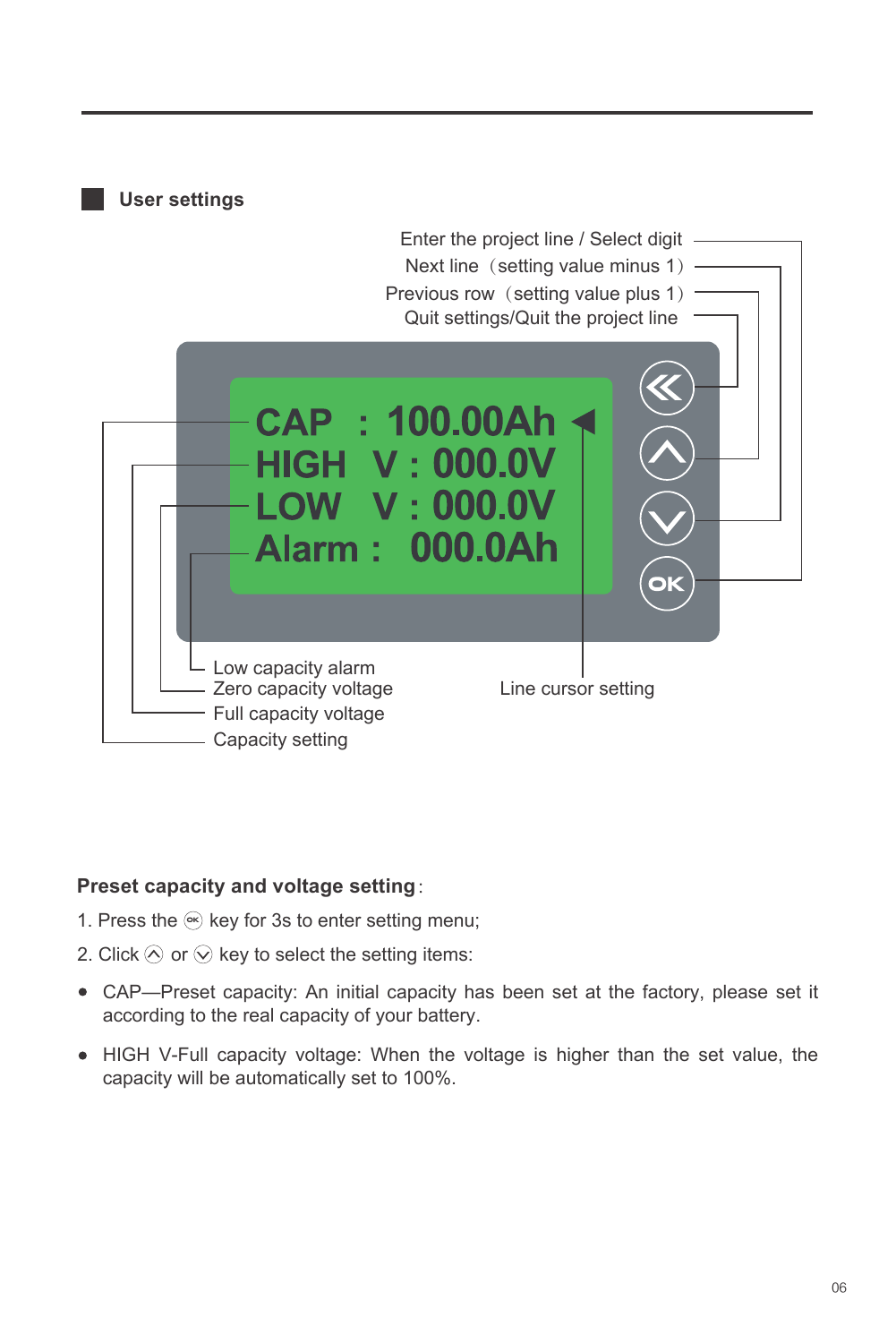## User settings

Enter the project line / Select digit

Next line（setting value minus 1）

Previous row（setting value plus 1）

Quit settings/Quit the project line

CAP : 100.00Ah

HIGH V : 000.0V

LOW V : 000.0V

Alarm : 000.0Ah

Low capacity alarm

Zero capacity voltage

Full capacity voltage

Capacity setting

Line cursor setting

**Preset capacity and voltage setting**:

1. Press the OK key for 3s to enter setting menu;
2. Click ∧ or ∨ key to select the setting items:

- CAP—Preset capacity: An initial capacity has been set at the factory, please set it according to the real capacity of your battery.
- HIGH V-Full capacity voltage: When the voltage is higher than the set value, the capacity will be automatically set to 100%.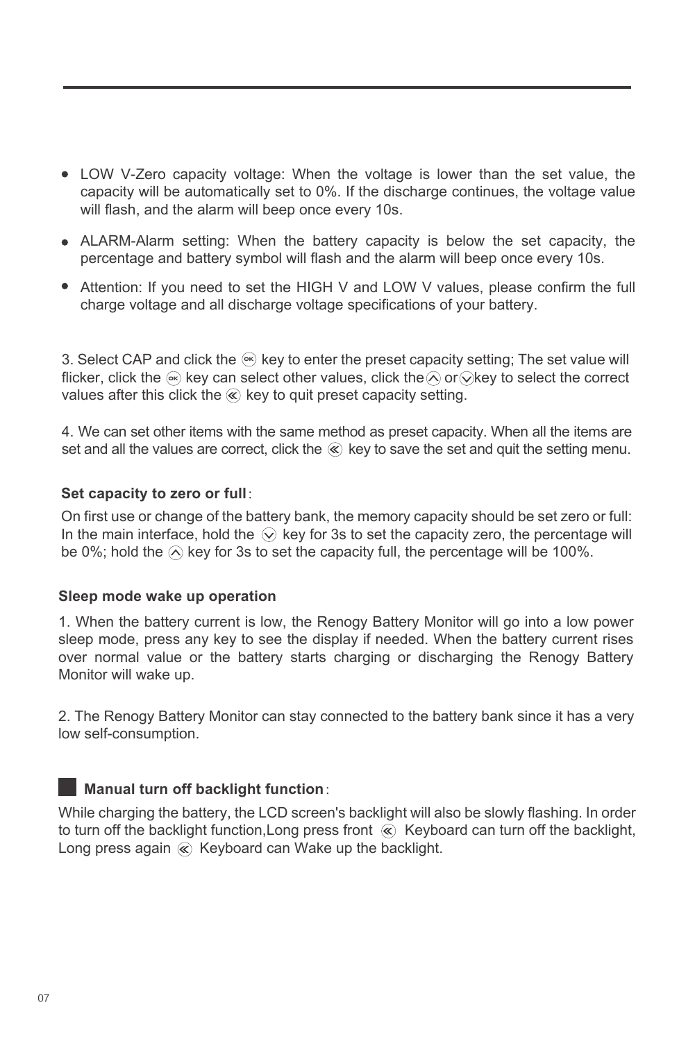- LOW V-Zero capacity voltage: When the voltage is lower than the set value, the capacity will be automatically set to 0%. If the discharge continues, the voltage value will flash, and the alarm will beep once every 10s.
- ALARM-Alarm setting: When the battery capacity is below the set capacity, the percentage and battery symbol will flash and the alarm will beep once every 10s.
- Attention: If you need to set the HIGH V and LOW V values, please confirm the full charge voltage and all discharge voltage specifications of your battery.

3. Select CAP and click the OK key to enter the preset capacity setting; The set value will flicker, click the OK key can select other values, click the ∧ or ∨ key to select the correct values after this click the « key to quit preset capacity setting.

4. We can set other items with the same method as preset capacity. When all the items are set and all the values are correct, click the « key to save the set and quit the setting menu.

**Set capacity to zero or full**:

On first use or change of the battery bank, the memory capacity should be set zero or full: In the main interface, hold the ∨ key for 3s to set the capacity zero, the percentage will be 0%; hold the ∧ key for 3s to set the capacity full, the percentage will be 100%.

**Sleep mode wake up operation**

1. When the battery current is low, the Renogy Battery Monitor will go into a low power sleep mode, press any key to see the display if needed. When the battery current rises over normal value or the battery starts charging or discharging the Renogy Battery Monitor will wake up.

2. The Renogy Battery Monitor can stay connected to the battery bank since it has a very low self-consumption.

**Manual turn off backlight function**:

While charging the battery, the LCD screen's backlight will also be slowly flashing. In order to turn off the backlight function,Long press front « Keyboard can turn off the backlight, Long press again « Keyboard can Wake up the backlight.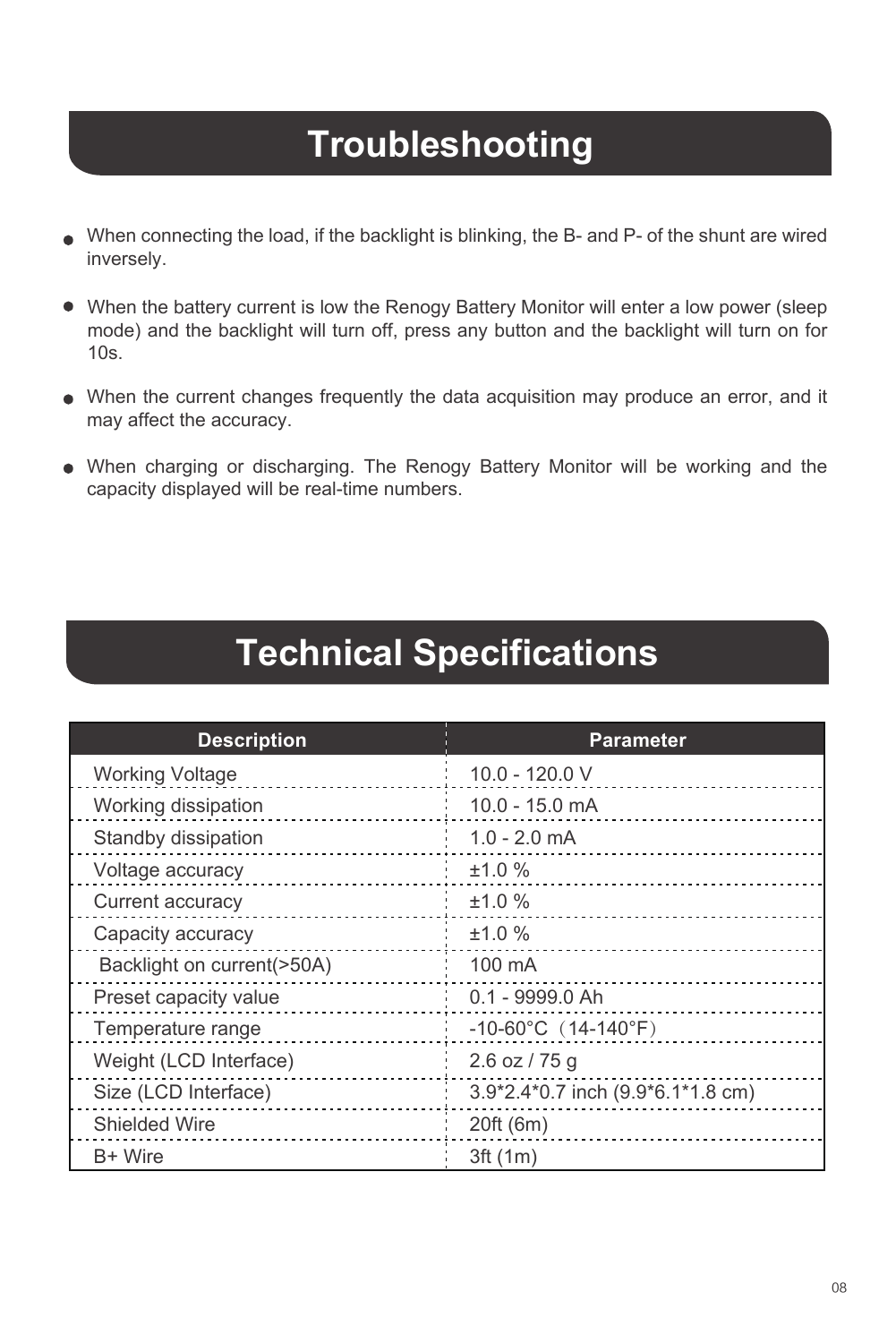# Troubleshooting

- When connecting the load, if the backlight is blinking, the B- and P- of the shunt are wired inversely.
- When the battery current is low the Renogy Battery Monitor will enter a low power (sleep mode) and the backlight will turn off, press any button and the backlight will turn on for 10s.
- When the current changes frequently the data acquisition may produce an error, and it may affect the accuracy.
- When charging or discharging. The Renogy Battery Monitor will be working and the capacity displayed will be real-time numbers.

# Technical Specifications

| Description | Parameter |
|---|---|
| Working Voltage | 10.0 - 120.0 V |
| Working dissipation | 10.0 - 15.0 mA |
| Standby dissipation | 1.0 - 2.0 mA |
| Voltage accuracy | ±1.0 % |
| Current accuracy | ±1.0 % |
| Capacity accuracy | ±1.0 % |
| Backlight on current(>50A) | 100 mA |
| Preset capacity value | 0.1 - 9999.0 Ah |
| Temperature range | -10-60°C（14-140°F） |
| Weight (LCD Interface) | 2.6 oz / 75 g |
| Size (LCD Interface) | 3.9*2.4*0.7 inch (9.9*6.1*1.8 cm) |
| Shielded Wire | 20ft (6m) |
| B+ Wire | 3ft (1m) |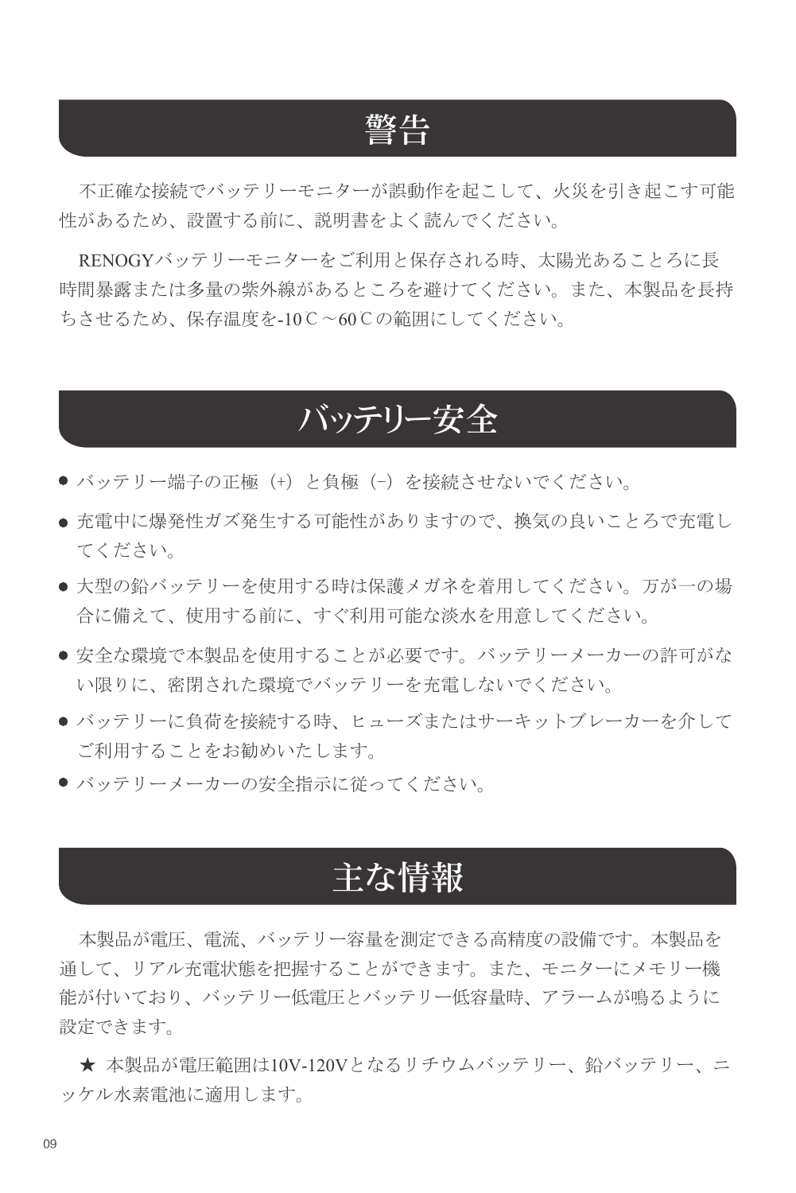# 警告

不正確な接続でバッテリーモニターが誤動作を起こして、火災を引き起こす可能性があるため、設置する前に、説明書をよく読んでください。

RENOGYバッテリーモニターをご利用と保存される時、太陽光あることろに長時間暴露または多量の紫外線があるところを避けてください。また、本製品を長持ちさせるため、保存温度を-10℃～60℃の範囲にしてください。

# バッテリー安全

- バッテリー端子の正極（+）と負極（-）を接続させないでください。
- 充電中に爆発性ガズ発生する可能性がありますので、換気の良いことろで充電してください。
- 大型の鉛バッテリーを使用する時は保護メガネを着用してください。万が一の場合に備えて、使用する前に、すぐ利用可能な淡水を用意してください。
- 安全な環境で本製品を使用することが必要です。バッテリーメーカーの許可がない限りに、密閉された環境でバッテリーを充電しないでください。
- バッテリーに負荷を接続する時、ヒューズまたはサーキットブレーカーを介してご利用することをお勧めいたします。
- バッテリーメーカーの安全指示に従ってください。

# 主な情報

本製品が電圧、電流、バッテリー容量を測定できる高精度の設備です。本製品を通して、リアル充電状態を把握することができます。また、モニターにメモリー機能が付いており、バッテリー低電圧とバッテリー低容量時、アラームが鳴るように設定できます。

★ 本製品が電圧範囲は10V-120Vとなるリチウムバッテリー、鉛バッテリー、ニッケル水素電池に適用します。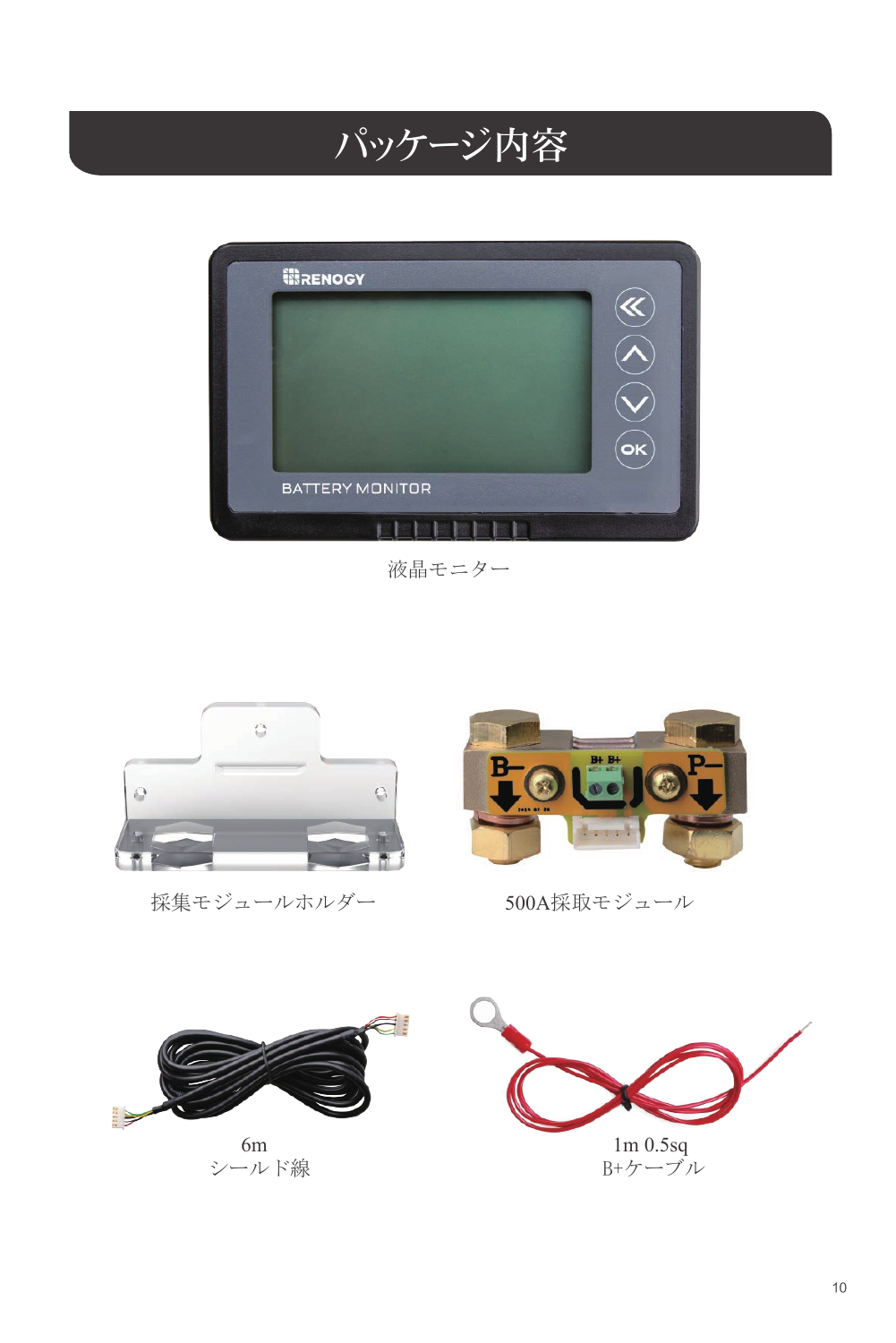# パッケージ内容

液晶モニター

採集モジュールホルダー

500A採取モジュール

6m
シールド線

1m 0.5sq
B+ケーブル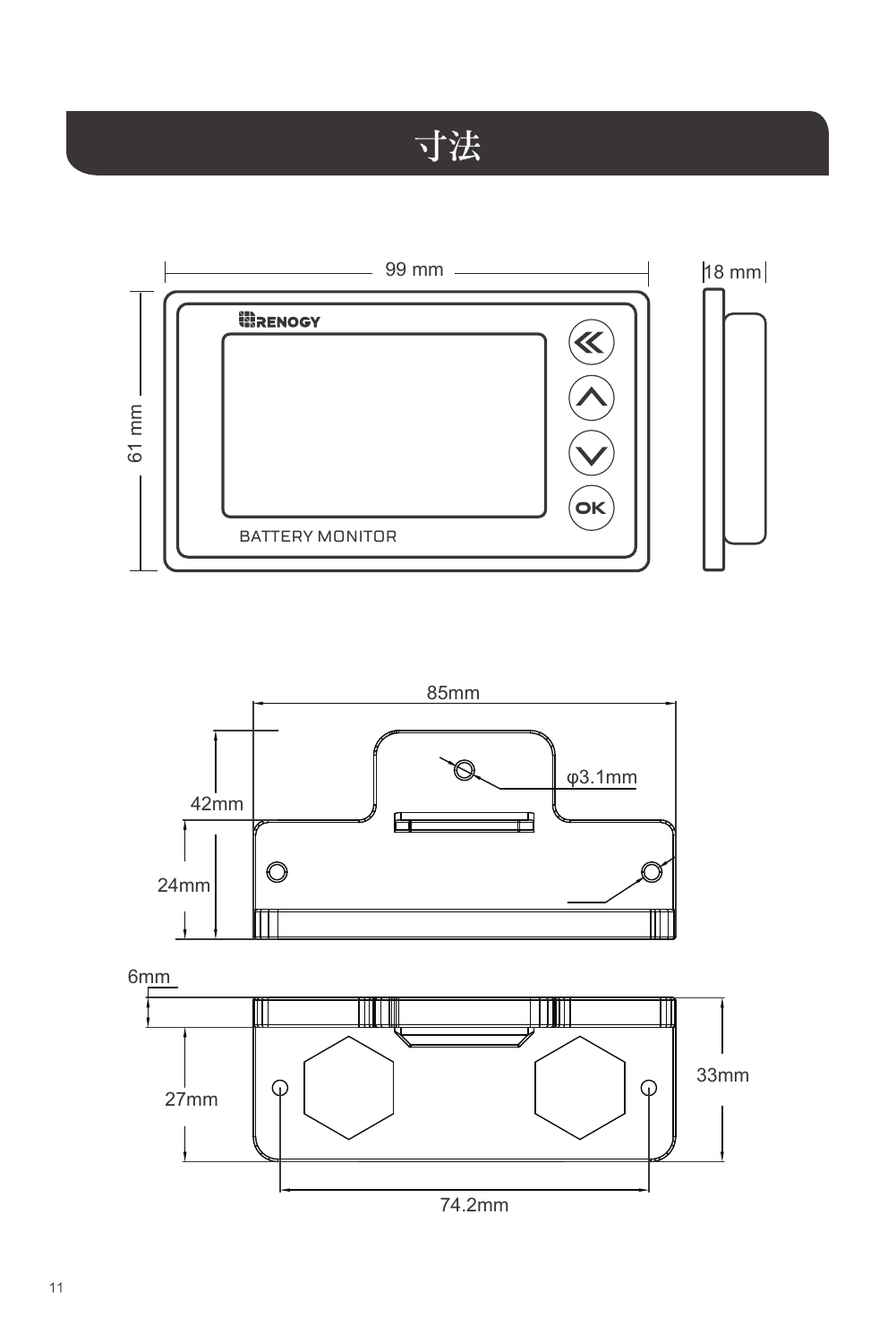# 寸法

99 mm

18 mm

61 mm

RENOGY

BATTERY MONITOR

85mm

φ3.1mm

42mm

24mm

6mm

27mm

33mm

74.2mm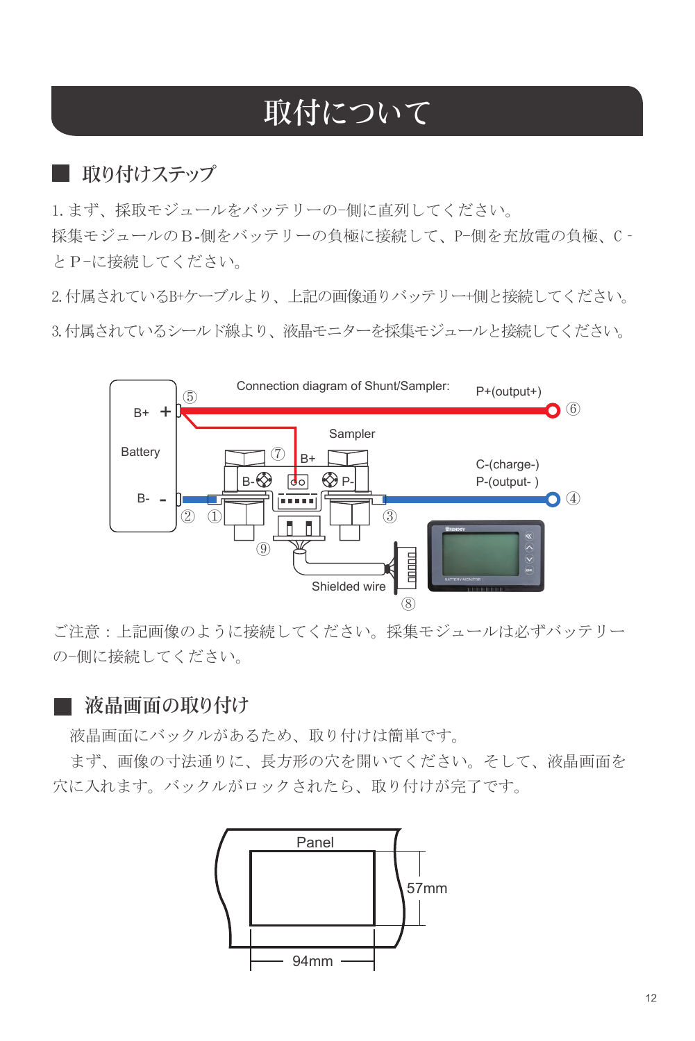# 取付について

## 取り付けステップ

1. まず、採取モジュールをバッテリーの–側に直列してください。
採集モジュールのＢ-側をバッテリーの負極に接続して、P–側を充放電の負極、C - とＰ–に接続してください。

2. 付属されているB+ケーブルより、上記の画像通りバッテリー+側と接続してください。

3. 付属されているシールド線より、液晶モニターを採集モジュールと接続してください。

Connection diagram of Shunt/Sampler:

B+ ＋ ⑤ — P+(output+) ⑥

Battery

Sampler ⑦ B+

B- ⊕ P-

B- － ② ① ③ C-(charge-) P-(output- ) ④

⑨ Shielded wire ⑧

ご注意：上記画像のように接続してください。採集モジュールは必ずバッテリーの–側に接続してください。

## 液晶画面の取り付け

液晶画面にバックルがあるため、取り付けは簡単です。

まず、画像の寸法通りに、長方形の穴を開いてください。そして、液晶画面を穴に入れます。バックルがロックされたら、取り付けが完了です。

Panel

57mm

94mm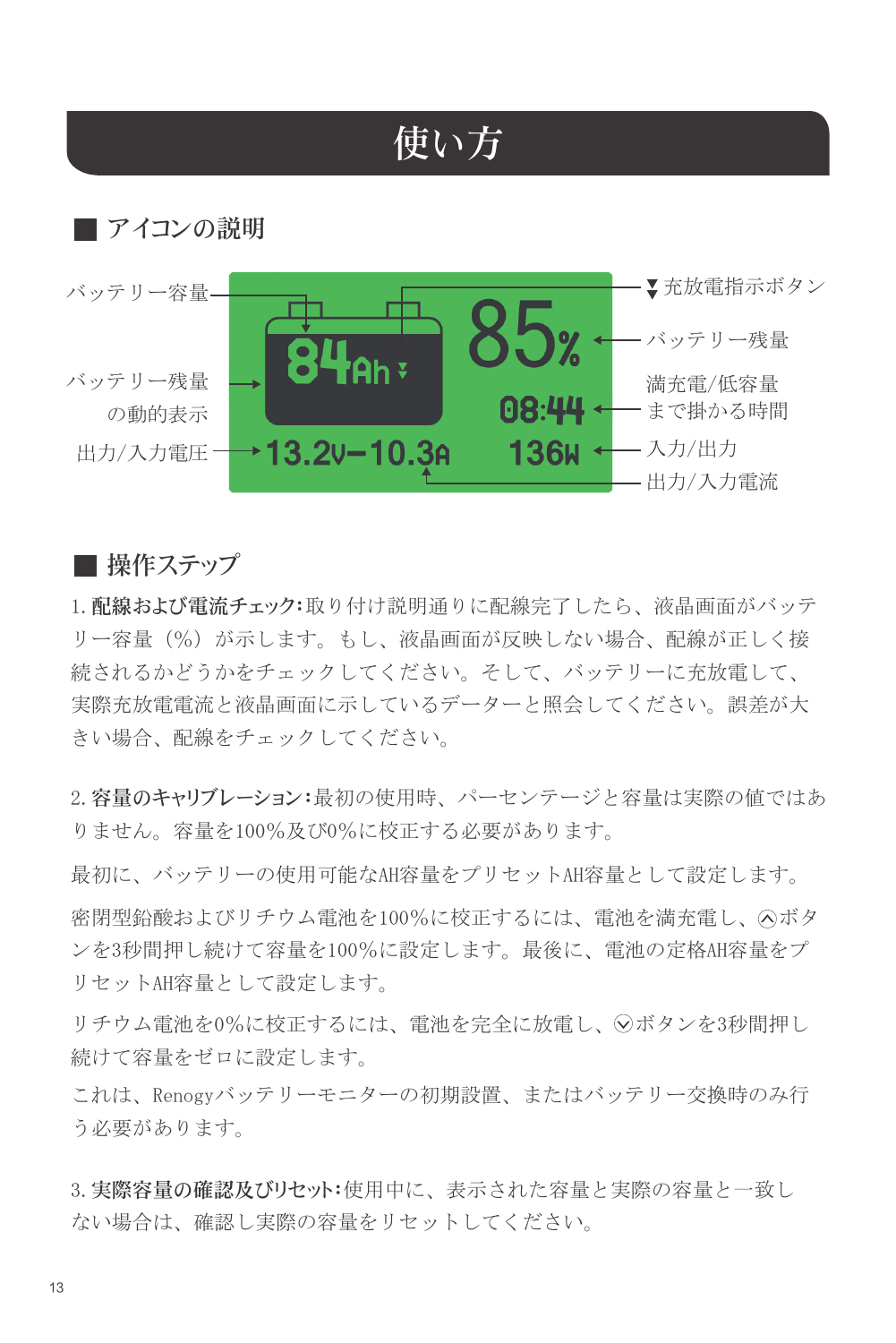# 使い方

## ■ アイコンの説明

バッテリー容量

バッテリー残量の動的表示

出力/入力電圧

▼充放電指示ボタン

バッテリー残量

満充電/低容量まで掛かる時間

入力/出力

出力/入力電流

84Ah 85% 08:44 13.2V−10.3A 136W

## ■ 操作ステップ

1. **配線および電流チェック:**取り付け説明通りに配線完了したら、液晶画面がバッテリー容量（%）が示します。もし、液晶画面が反映しない場合、配線が正しく接続されるかどうかをチェックしてください。そして、バッテリーに充放電して、実際充放電電流と液晶画面に示しているデーターと照会してください。誤差が大きい場合、配線をチェックしてください。

2. **容量のキャリブレーション:**最初の使用時、パーセンテージと容量は実際の値ではありません。容量を100%及び0%に校正する必要があります。

最初に、バッテリーの使用可能なAH容量をプリセットAH容量として設定します。

密閉型鉛酸およびリチウム電池を100%に校正するには、電池を満充電し、⌃ボタンを3秒間押し続けて容量を100%に設定します。最後に、電池の定格AH容量をプリセットAH容量として設定します。

リチウム電池を0%に校正するには、電池を完全に放電し、⌄ボタンを3秒間押し続けて容量をゼロに設定します。

これは、Renogyバッテリーモニターの初期設置、またはバッテリー交換時のみ行う必要があります。

3. **実際容量の確認及びリセット:**使用中に、表示された容量と実際の容量と一致しない場合は、確認し実際の容量をリセットしてください。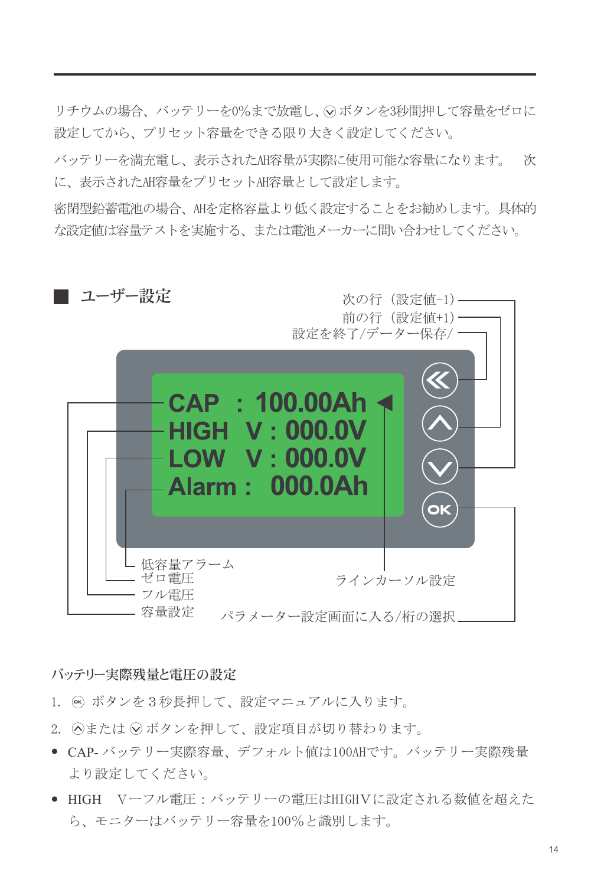リチウムの場合、バッテリーを0%まで放電し、⌄ボタンを3秒間押して容量をゼロに設定してから、プリセット容量をできる限り大きく設定してください。

バッテリーを満充電し、表示されたAH容量が実際に使用可能な容量になります。　次に、表示されたAH容量をプリセットAH容量として設定します。

密閉型鉛蓄電池の場合、AHを定格容量より低く設定することをお勧めします。具体的な設定値は容量テストを実施する、または電池メーカーに問い合わせしてください。

## ■ ユーザー設定

次の行（設定値-1）

前の行（設定値+1）

設定を終了/データー保存/

CAP　: 100.00Ah ◀

HIGH　V : 000.0V

LOW　V : 000.0V

Alarm :　000.0Ah

低容量アラーム

ゼロ電圧

フル電圧

容量設定

ラインカーソル設定

パラメーター設定画面に入る/桁の選択

### バッテリー実際残量と電圧の設定

1. OK ボタンを３秒長押しして、設定マニュアルに入ります。
2. ⌃または ⌄ ボタンを押して、設定項目が切り替わります。

- CAP- バッテリー実際容量、デフォルト値は100AHです。バッテリー実際残量より設定してください。
- HIGH　Vーフル電圧：バッテリーの電圧はHIGHＶに設定される数値を超えたら、モニターはバッテリー容量を100%と識別します。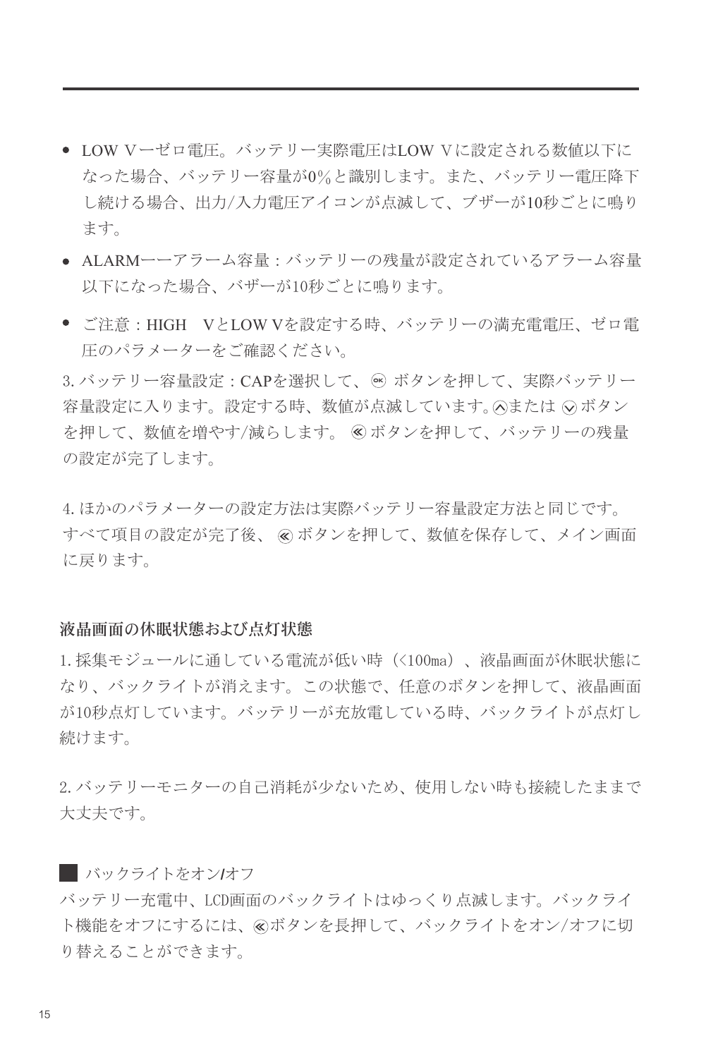- LOW Vーゼロ電圧。バッテリー実際電圧はLOW Vに設定される数値以下になった場合、バッテリー容量が0%と識別します。また、バッテリー電圧降下し続ける場合、出力/入力電圧アイコンが点滅して、ブザーが10秒ごとに鳴ります。
- ALARMーーアラーム容量：バッテリーの残量が設定されているアラーム容量以下になった場合、バザーが10秒ごとに鳴ります。
- ご注意：HIGH　VとLOW Vを設定する時、バッテリーの満充電電圧、ゼロ電圧のパラメーターをご確認ください。

3. バッテリー容量設定：CAPを選択して、OK ボタンを押して、実際バッテリー容量設定に入ります。設定する時、数値が点滅しています。∧または ∨ ボタンを押して、数値を増やす/減らします。 ≪ ボタンを押して、バッテリーの残量の設定が完了します。

4. ほかのパラメーターの設定方法は実際バッテリー容量設定方法と同じです。すべて項目の設定が完了後、 ≪ ボタンを押して、数値を保存して、メイン画面に戻ります。

**液晶画面の休眠状態および点灯状態**

1. 採集モジュールに通している電流が低い時（<100ma）、液晶画面が休眠状態になり、バックライトが消えます。この状態で、任意のボタンを押して、液晶画面が10秒点灯しています。バッテリーが充放電している時、バックライトが点灯し続けます。

2. バッテリーモニターの自己消耗が少ないため、使用しない時も接続したままで大丈夫です。

■ バックライトをオン/オフ

バッテリー充電中、LCD画面のバックライトはゆっくり点滅します。バックライト機能をオフにするには、≪ボタンを長押して、バックライトをオン/オフに切り替えることができます。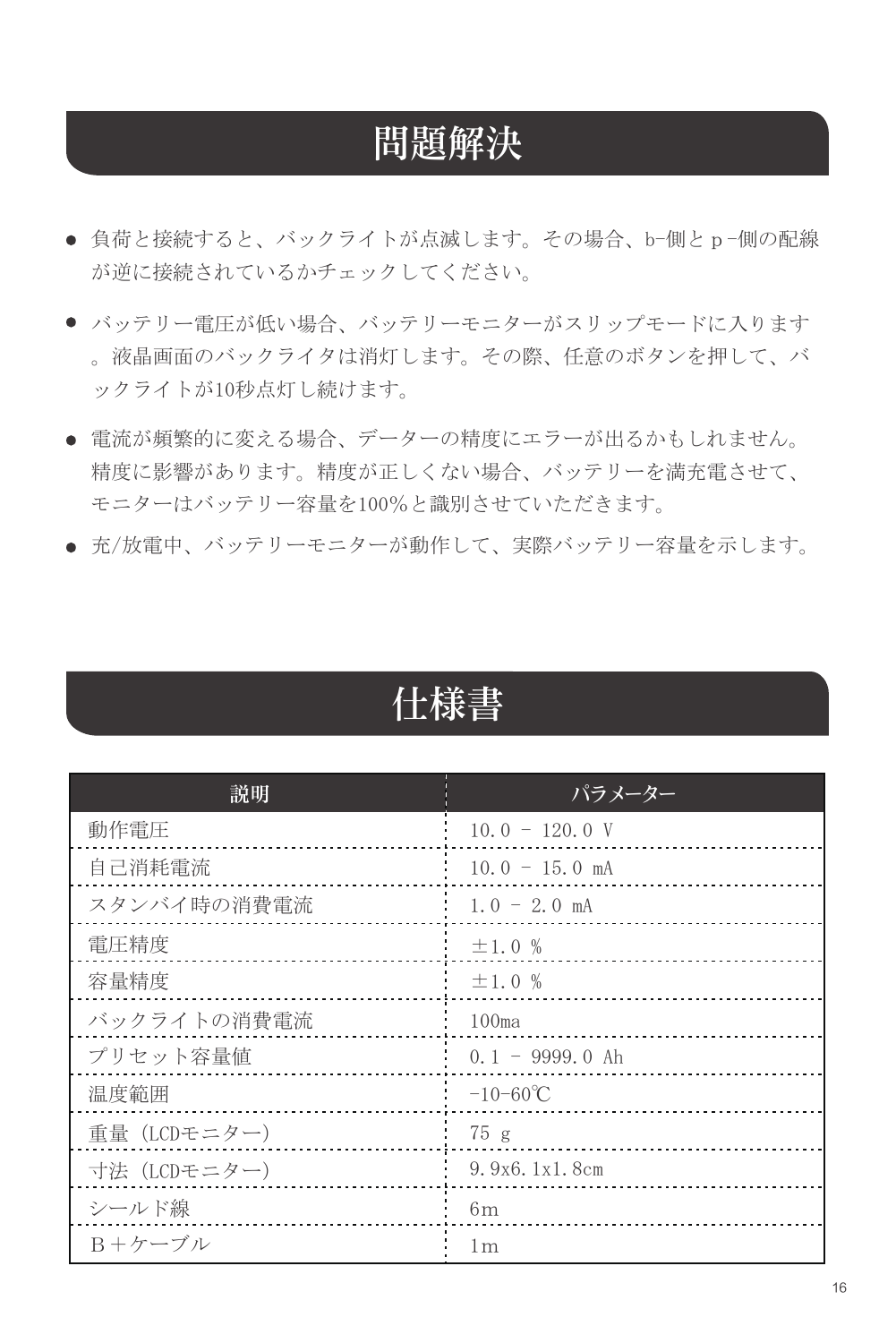# 問題解決

- 負荷と接続すると、バックライトが点滅します。その場合、b-側とｐ-側の配線が逆に接続されているかチェックしてください。
- バッテリー電圧が低い場合、バッテリーモニターがスリップモードに入ります。液晶画面のバックライタは消灯します。その際、任意のボタンを押して、バックライトが10秒点灯し続けます。
- 電流が頻繁的に変える場合、データーの精度にエラーが出るかもしれません。精度に影響があります。精度が正しくない場合、バッテリーを満充電させて、モニターはバッテリー容量を100%と識別させていただきます。
- 充/放電中、バッテリーモニターが動作して、実際バッテリー容量を示します。

# 仕様書

| 説明 | パラメーター |
| --- | --- |
| 動作電圧 | 10.0 - 120.0 V |
| 自己消耗電流 | 10.0 - 15.0 mA |
| スタンバイ時の消費電流 | 1.0 - 2.0 mA |
| 電圧精度 | ±1.0 % |
| 容量精度 | ±1.0 % |
| バックライトの消費電流 | 100ma |
| プリセット容量値 | 0.1 - 9999.0 Ah |
| 温度範囲 | -10-60℃ |
| 重量（LCDモニター） | 75 g |
| 寸法（LCDモニター） | 9.9x6.1x1.8cm |
| シールド線 | 6m |
| Ｂ＋ケーブル | 1m |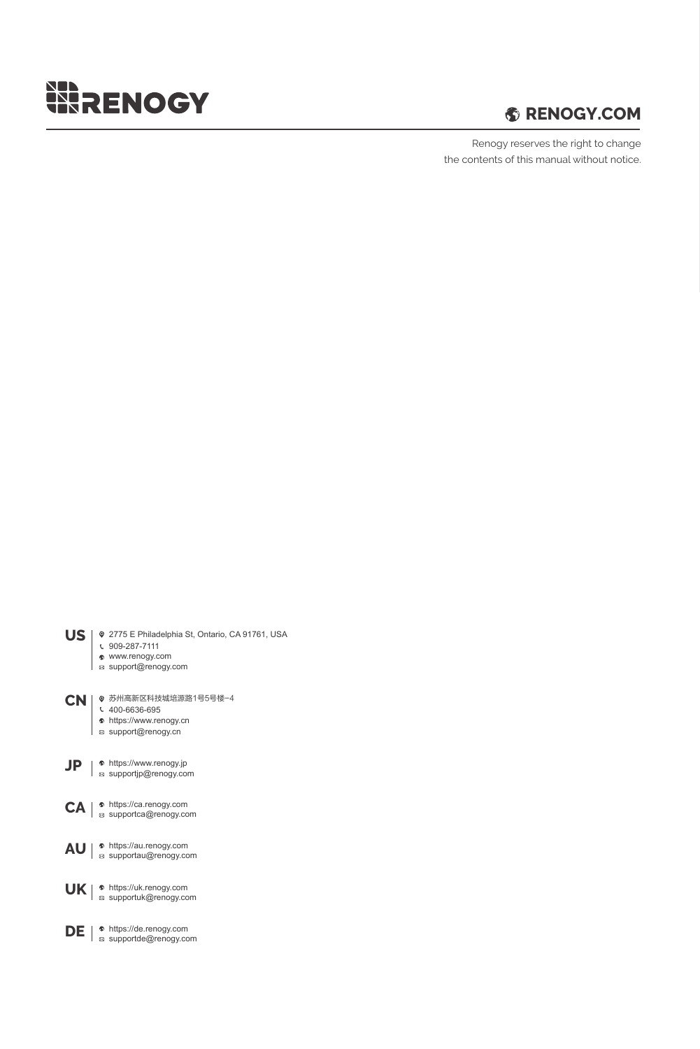# RENOGY

**RENOGY.COM**

Renogy reserves the right to change the contents of this manual without notice.

**US**
- 2775 E Philadelphia St, Ontario, CA 91761, USA
- 909-287-7111
- www.renogy.com
- support@renogy.com

**CN**
- 苏州高新区科技城培源路1号5号楼−4
- 400-6636-695
- https://www.renogy.cn
- support@renogy.cn

**JP**
- https://www.renogy.jp
- supportjp@renogy.com

**CA**
- https://ca.renogy.com
- supportca@renogy.com

**AU**
- https://au.renogy.com
- supportau@renogy.com

**UK**
- https://uk.renogy.com
- supportuk@renogy.com

**DE**
- https://de.renogy.com
- supportde@renogy.com